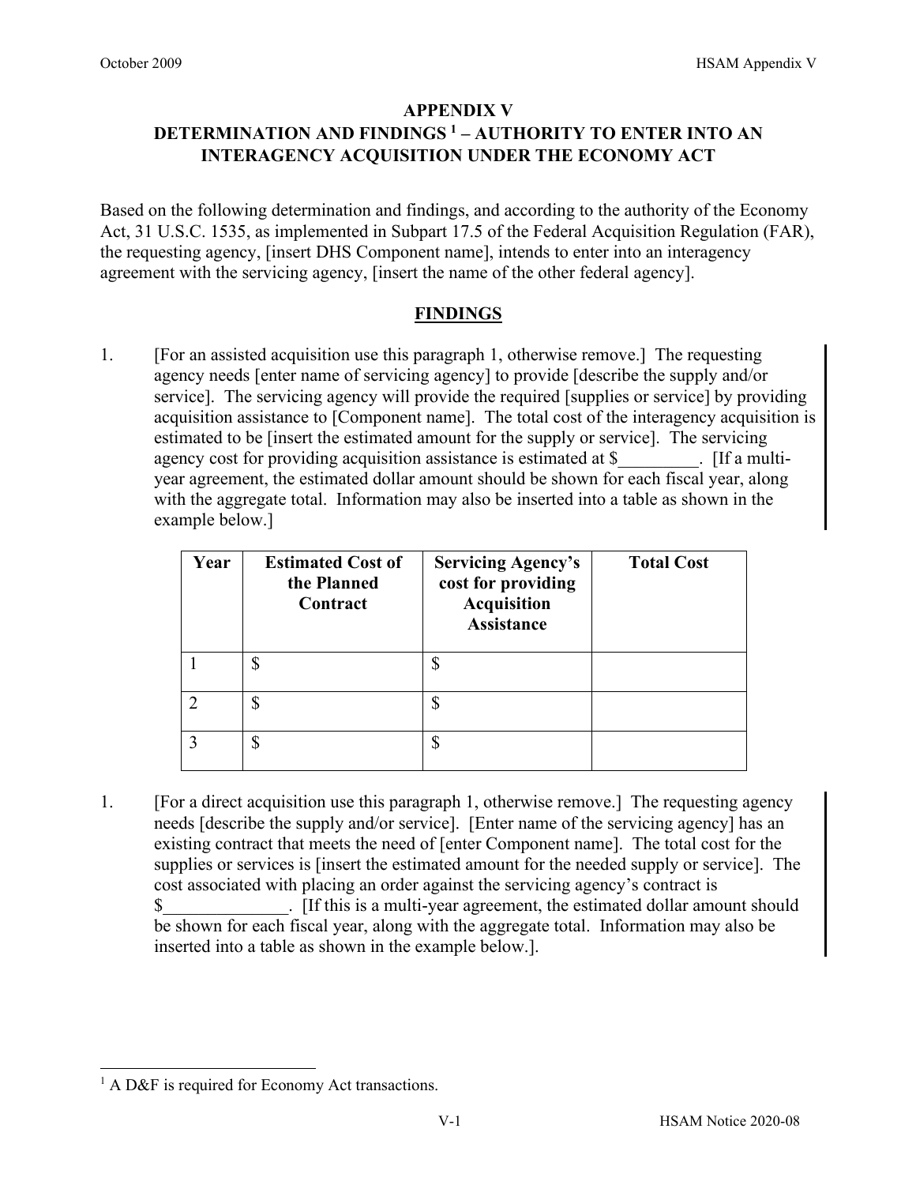# APPENDIX V
# DETERMINATION AND FINDINGS [1] – AUTHORITY TO ENTER INTO AN INTERAGENCY ACQUISITION UNDER THE ECONOMY ACT

Based on the following determination and findings, and according to the authority of the Economy Act, 31 U.S.C. 1535, as implemented in Subpart 17.5 of the Federal Acquisition Regulation (FAR), the requesting agency, [insert DHS Component name], intends to enter into an interagency agreement with the servicing agency, [insert the name of the other federal agency].

## FINDINGS

1. [For an assisted acquisition use this paragraph 1, otherwise remove.] The requesting agency needs [enter name of servicing agency] to provide [describe the supply and/or service]. The servicing agency will provide the required [supplies or service] by providing acquisition assistance to [Component name]. The total cost of the interagency acquisition is estimated to be [insert the estimated amount for the supply or service]. The servicing agency cost for providing acquisition assistance is estimated at $_________. [If a multi-year agreement, the estimated dollar amount should be shown for each fiscal year, along with the aggregate total. Information may also be inserted into a table as shown in the example below.]

| Year | Estimated Cost of the Planned Contract | Servicing Agency's cost for providing Acquisition Assistance | Total Cost |
| --- | --- | --- | --- |
| 1 | $ | $ | |
| 2 | $ | $ | |
| 3 | $ | $ | |

1. [For a direct acquisition use this paragraph 1, otherwise remove.] The requesting agency needs [describe the supply and/or service]. [Enter name of the servicing agency] has an existing contract that meets the need of [enter Component name]. The total cost for the supplies or services is [insert the estimated amount for the needed supply or service]. The cost associated with placing an order against the servicing agency's contract is $______________. [If this is a multi-year agreement, the estimated dollar amount should be shown for each fiscal year, along with the aggregate total. Information may also be inserted into a table as shown in the example below.].

---

[1] A D&F is required for Economy Act transactions.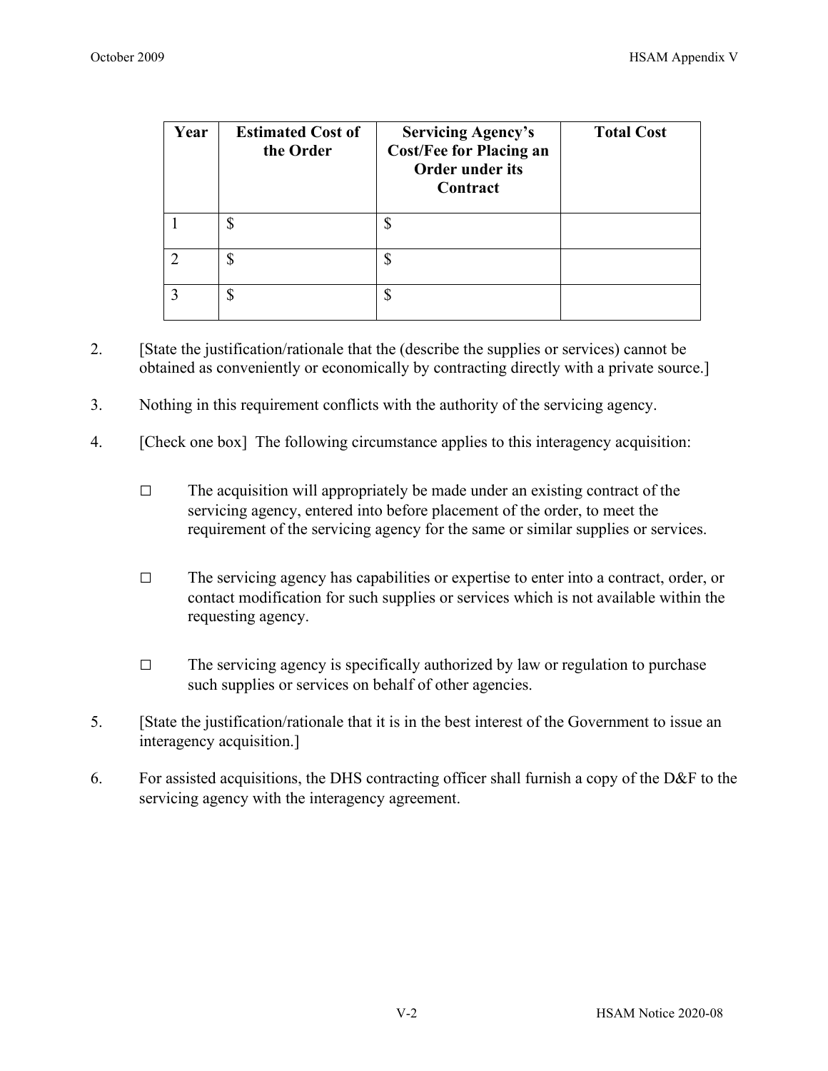| Year | Estimated Cost of the Order | Servicing Agency's Cost/Fee for Placing an Order under its Contract | Total Cost |
|---|---|---|---|
| 1 | $ | $ | |
| 2 | $ | $ | |
| 3 | $ | $ | |

2. [State the justification/rationale that the (describe the supplies or services) cannot be obtained as conveniently or economically by contracting directly with a private source.]

3. Nothing in this requirement conflicts with the authority of the servicing agency.

4. [Check one box] The following circumstance applies to this interagency acquisition:

   ☐ The acquisition will appropriately be made under an existing contract of the servicing agency, entered into before placement of the order, to meet the requirement of the servicing agency for the same or similar supplies or services.

   ☐ The servicing agency has capabilities or expertise to enter into a contract, order, or contact modification for such supplies or services which is not available within the requesting agency.

   ☐ The servicing agency is specifically authorized by law or regulation to purchase such supplies or services on behalf of other agencies.

5. [State the justification/rationale that it is in the best interest of the Government to issue an interagency acquisition.]

6. For assisted acquisitions, the DHS contracting officer shall furnish a copy of the D&F to the servicing agency with the interagency agreement.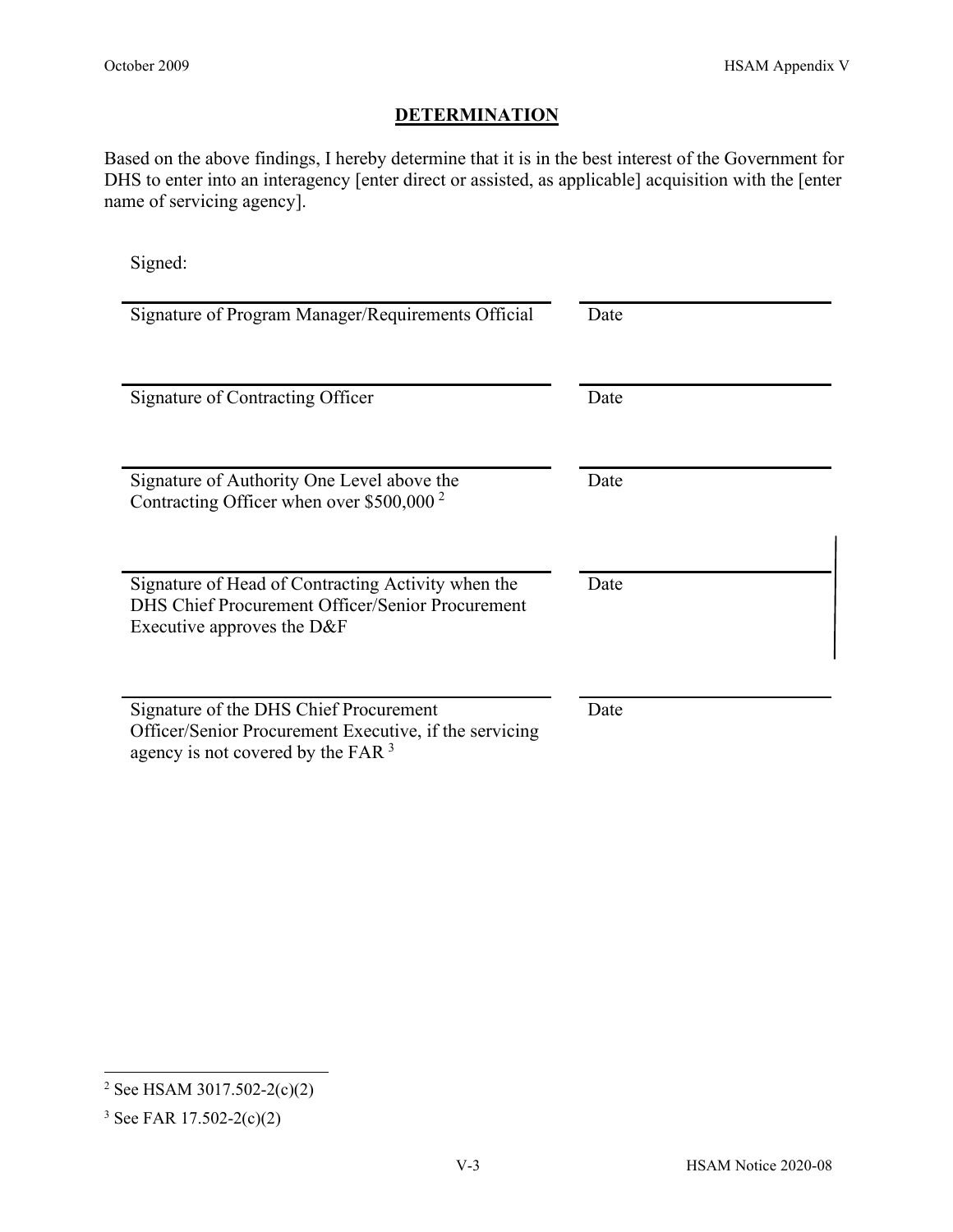## DETERMINATION

Based on the above findings, I hereby determine that it is in the best interest of the Government for DHS to enter into an interagency [enter direct or assisted, as applicable] acquisition with the [enter name of servicing agency].

Signed:

| | |
|---|---|
| Signature of Program Manager/Requirements Official | Date |
| Signature of Contracting Officer | Date |
| Signature of Authority One Level above the Contracting Officer when over $500,000 [2] | Date |
| Signature of Head of Contracting Activity when the DHS Chief Procurement Officer/Senior Procurement Executive approves the D&F | Date |
| Signature of the DHS Chief Procurement Officer/Senior Procurement Executive, if the servicing agency is not covered by the FAR [3] | Date |

[2] See HSAM 3017.502-2(c)(2)

[3] See FAR 17.502-2(c)(2)